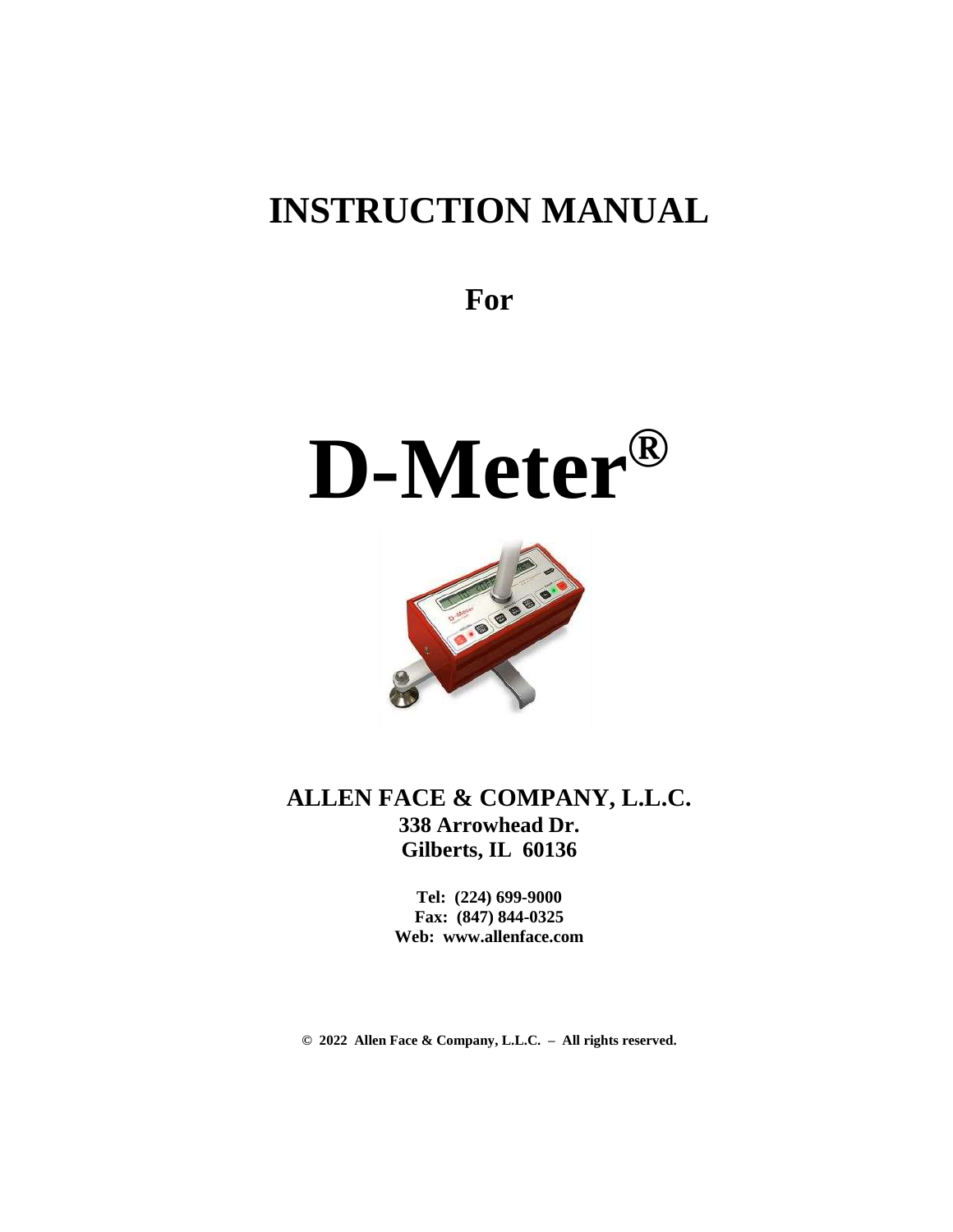# INSTRUCTION MANUAL

**For**

# D-Meter®

**ALLEN FACE & COMPANY, L.L.C.**
**338 Arrowhead Dr.**
**Gilberts, IL 60136**

**Tel: (224) 699-9000**
**Fax: (847) 844-0325**
**Web: www.allenface.com**

**© 2022 Allen Face & Company, L.L.C. – All rights reserved.**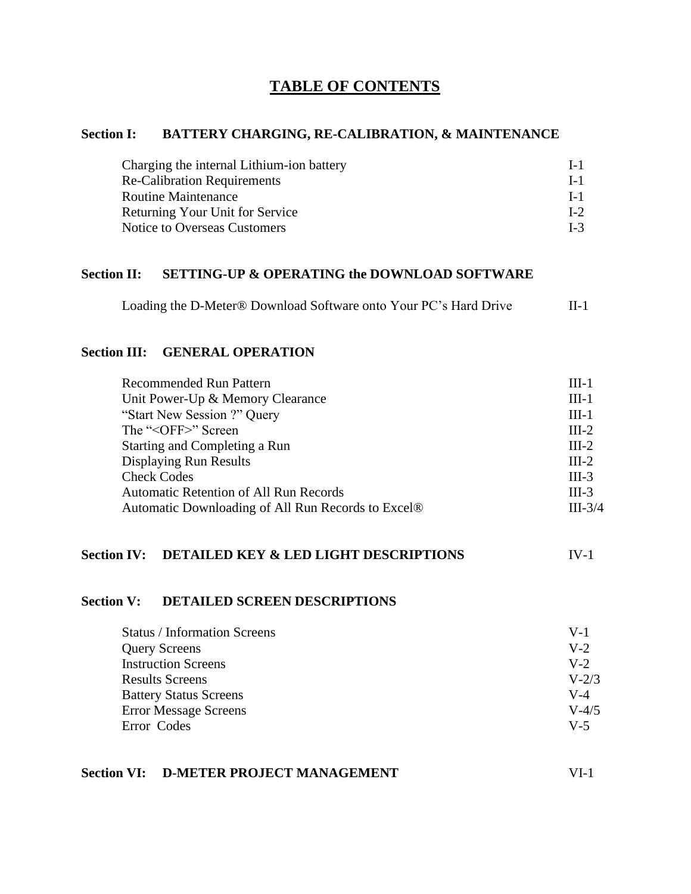# TABLE OF CONTENTS

## Section I: BATTERY CHARGING, RE-CALIBRATION, & MAINTENANCE

| | |
|---|---|
| Charging the internal Lithium-ion battery | I-1 |
| Re-Calibration Requirements | I-1 |
| Routine Maintenance | I-1 |
| Returning Your Unit for Service | I-2 |
| Notice to Overseas Customers | I-3 |

## Section II: SETTING-UP & OPERATING the DOWNLOAD SOFTWARE

| | |
|---|---|
| Loading the D-Meter® Download Software onto Your PC's Hard Drive | II-1 |

## Section III: GENERAL OPERATION

| | |
|---|---|
| Recommended Run Pattern | III-1 |
| Unit Power-Up & Memory Clearance | III-1 |
| "Start New Session ?" Query | III-1 |
| The "<OFF>" Screen | III-2 |
| Starting and Completing a Run | III-2 |
| Displaying Run Results | III-2 |
| Check Codes | III-3 |
| Automatic Retention of All Run Records | III-3 |
| Automatic Downloading of All Run Records to Excel® | III-3/4 |

## Section IV: DETAILED KEY & LED LIGHT DESCRIPTIONS — IV-1

## Section V: DETAILED SCREEN DESCRIPTIONS

| | |
|---|---|
| Status / Information Screens | V-1 |
| Query Screens | V-2 |
| Instruction Screens | V-2 |
| Results Screens | V-2/3 |
| Battery Status Screens | V-4 |
| Error Message Screens | V-4/5 |
| Error Codes | V-5 |

## Section VI: D-METER PROJECT MANAGEMENT — VI-1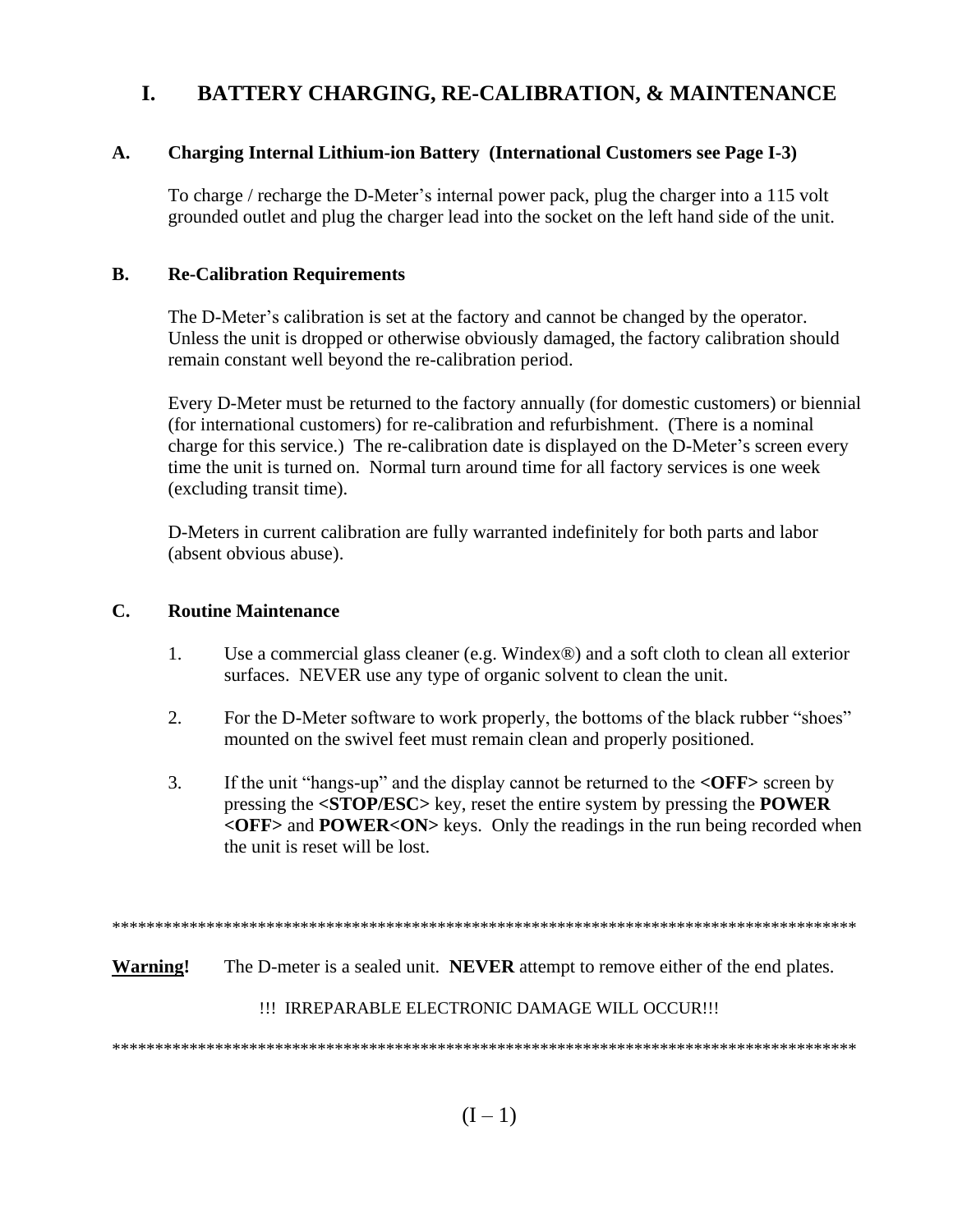# I. BATTERY CHARGING, RE-CALIBRATION, & MAINTENANCE

## A. Charging Internal Lithium-ion Battery (International Customers see Page I-3)

To charge / recharge the D-Meter's internal power pack, plug the charger into a 115 volt grounded outlet and plug the charger lead into the socket on the left hand side of the unit.

## B. Re-Calibration Requirements

The D-Meter's calibration is set at the factory and cannot be changed by the operator. Unless the unit is dropped or otherwise obviously damaged, the factory calibration should remain constant well beyond the re-calibration period.

Every D-Meter must be returned to the factory annually (for domestic customers) or biennial (for international customers) for re-calibration and refurbishment. (There is a nominal charge for this service.) The re-calibration date is displayed on the D-Meter's screen every time the unit is turned on. Normal turn around time for all factory services is one week (excluding transit time).

D-Meters in current calibration are fully warranted indefinitely for both parts and labor (absent obvious abuse).

## C. Routine Maintenance

1. Use a commercial glass cleaner (e.g. Windex®) and a soft cloth to clean all exterior surfaces. NEVER use any type of organic solvent to clean the unit.

2. For the D-Meter software to work properly, the bottoms of the black rubber "shoes" mounted on the swivel feet must remain clean and properly positioned.

3. If the unit "hangs-up" and the display cannot be returned to the **<OFF>** screen by pressing the **<STOP/ESC>** key, reset the entire system by pressing the **POWER <OFF>** and **POWER<ON>** keys. Only the readings in the run being recorded when the unit is reset will be lost.

*****************************************************************************************

**<u>Warning</u>!** The D-meter is a sealed unit. **NEVER** attempt to remove either of the end plates.

!!! IRREPARABLE ELECTRONIC DAMAGE WILL OCCUR!!!

*****************************************************************************************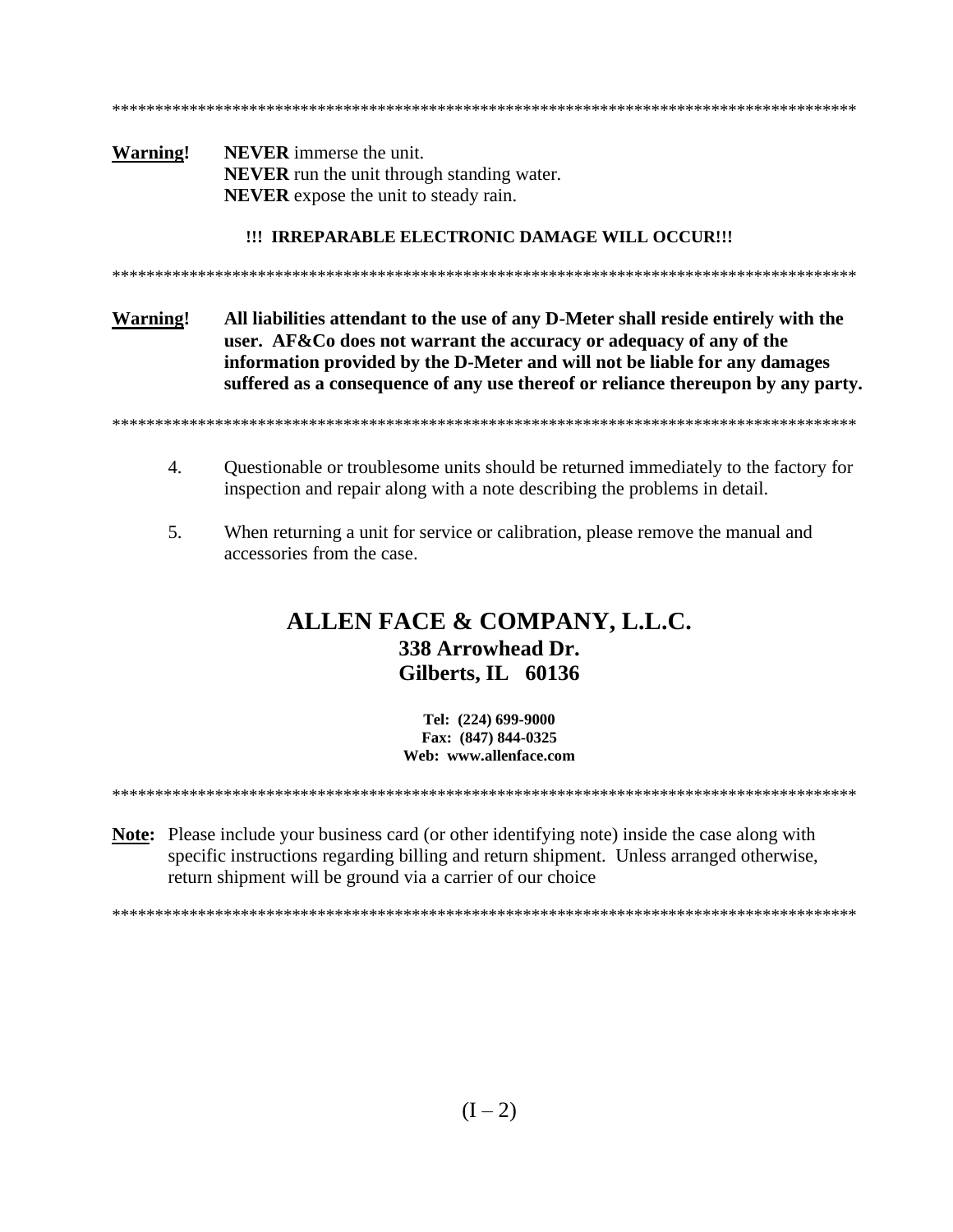*******************************************************************************************

**Warning!** **NEVER** immerse the unit.
**NEVER** run the unit through standing water.
**NEVER** expose the unit to steady rain.

**!!! IRREPARABLE ELECTRONIC DAMAGE WILL OCCUR!!!**

*******************************************************************************************

**Warning!** **All liabilities attendant to the use of any D-Meter shall reside entirely with the user. AF&Co does not warrant the accuracy or adequacy of any of the information provided by the D-Meter and will not be liable for any damages suffered as a consequence of any use thereof or reliance thereupon by any party.**

*******************************************************************************************

4. Questionable or troublesome units should be returned immediately to the factory for inspection and repair along with a note describing the problems in detail.

5. When returning a unit for service or calibration, please remove the manual and accessories from the case.

## ALLEN FACE & COMPANY, L.L.C.

**338 Arrowhead Dr.**
**Gilberts, IL 60136**

**Tel: (224) 699-9000**
**Fax: (847) 844-0325**
**Web: www.allenface.com**

*******************************************************************************************

**Note:** Please include your business card (or other identifying note) inside the case along with specific instructions regarding billing and return shipment. Unless arranged otherwise, return shipment will be ground via a carrier of our choice

*******************************************************************************************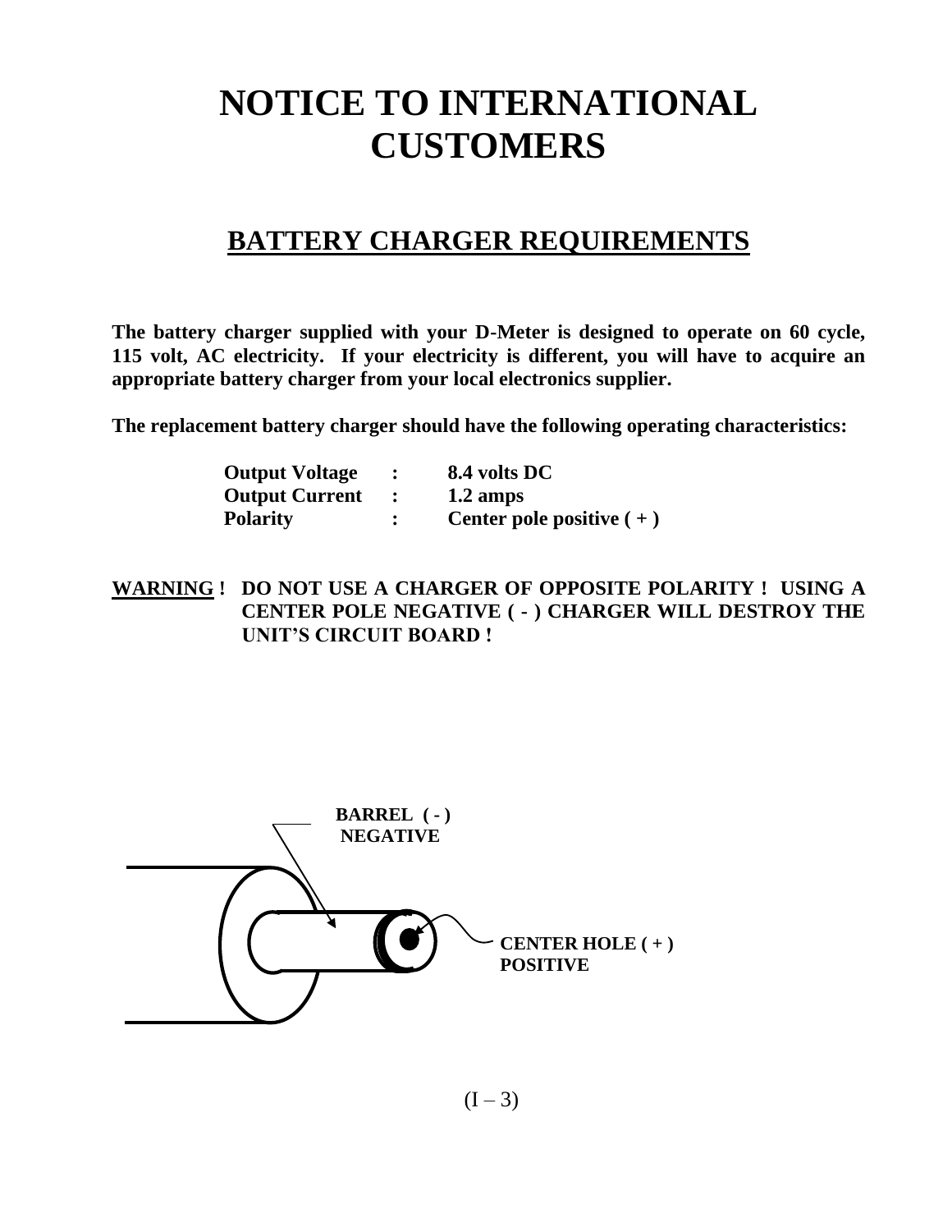# NOTICE TO INTERNATIONAL CUSTOMERS

## BATTERY CHARGER REQUIREMENTS

**The battery charger supplied with your D-Meter is designed to operate on 60 cycle, 115 volt, AC electricity. If your electricity is different, you will have to acquire an appropriate battery charger from your local electronics supplier.**

**The replacement battery charger should have the following operating characteristics:**

| | | |
|---|---|---|
| **Output Voltage** | **:** | **8.4 volts DC** |
| **Output Current** | **:** | **1.2 amps** |
| **Polarity** | **:** | **Center pole positive ( + )** |

**WARNING ! DO NOT USE A CHARGER OF OPPOSITE POLARITY ! USING A CENTER POLE NEGATIVE ( - ) CHARGER WILL DESTROY THE UNIT'S CIRCUIT BOARD !**

**BARREL ( - ) NEGATIVE**

**CENTER HOLE ( + ) POSITIVE**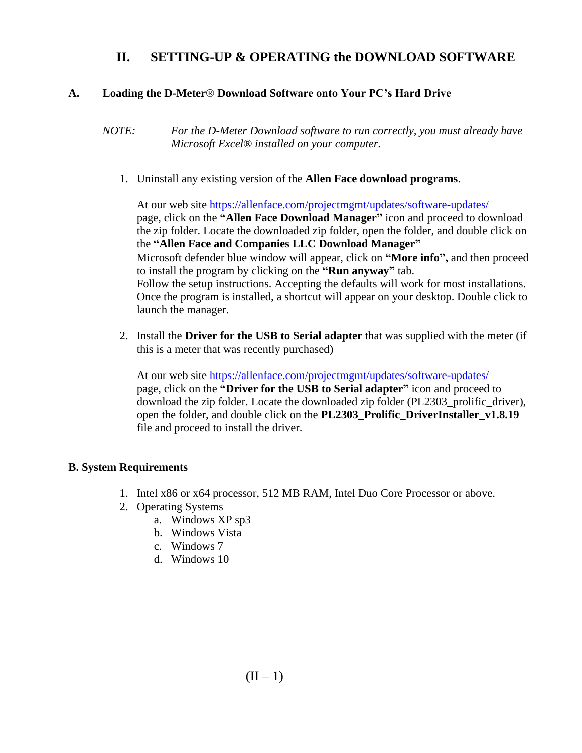# II. SETTING-UP & OPERATING the DOWNLOAD SOFTWARE

## A. Loading the D-Meter® Download Software onto Your PC's Hard Drive

*NOTE:* *For the D-Meter Download software to run correctly, you must already have Microsoft Excel® installed on your computer.*

1. Uninstall any existing version of the **Allen Face download programs**.

   At our web site https://allenface.com/projectmgmt/updates/software-updates/ page, click on the **"Allen Face Download Manager"** icon and proceed to download the zip folder. Locate the downloaded zip folder, open the folder, and double click on the **"Allen Face and Companies LLC Download Manager"**
   Microsoft defender blue window will appear, click on **"More info",** and then proceed to install the program by clicking on the **"Run anyway"** tab.
   Follow the setup instructions. Accepting the defaults will work for most installations. Once the program is installed, a shortcut will appear on your desktop. Double click to launch the manager.

2. Install the **Driver for the USB to Serial adapter** that was supplied with the meter (if this is a meter that was recently purchased)

   At our web site https://allenface.com/projectmgmt/updates/software-updates/ page, click on the **"Driver for the USB to Serial adapter"** icon and proceed to download the zip folder. Locate the downloaded zip folder (PL2303_prolific_driver), open the folder, and double click on the **PL2303_Prolific_DriverInstaller_v1.8.19** file and proceed to install the driver.

## B. System Requirements

1. Intel x86 or x64 processor, 512 MB RAM, Intel Duo Core Processor or above.
2. Operating Systems
   a. Windows XP sp3
   b. Windows Vista
   c. Windows 7
   d. Windows 10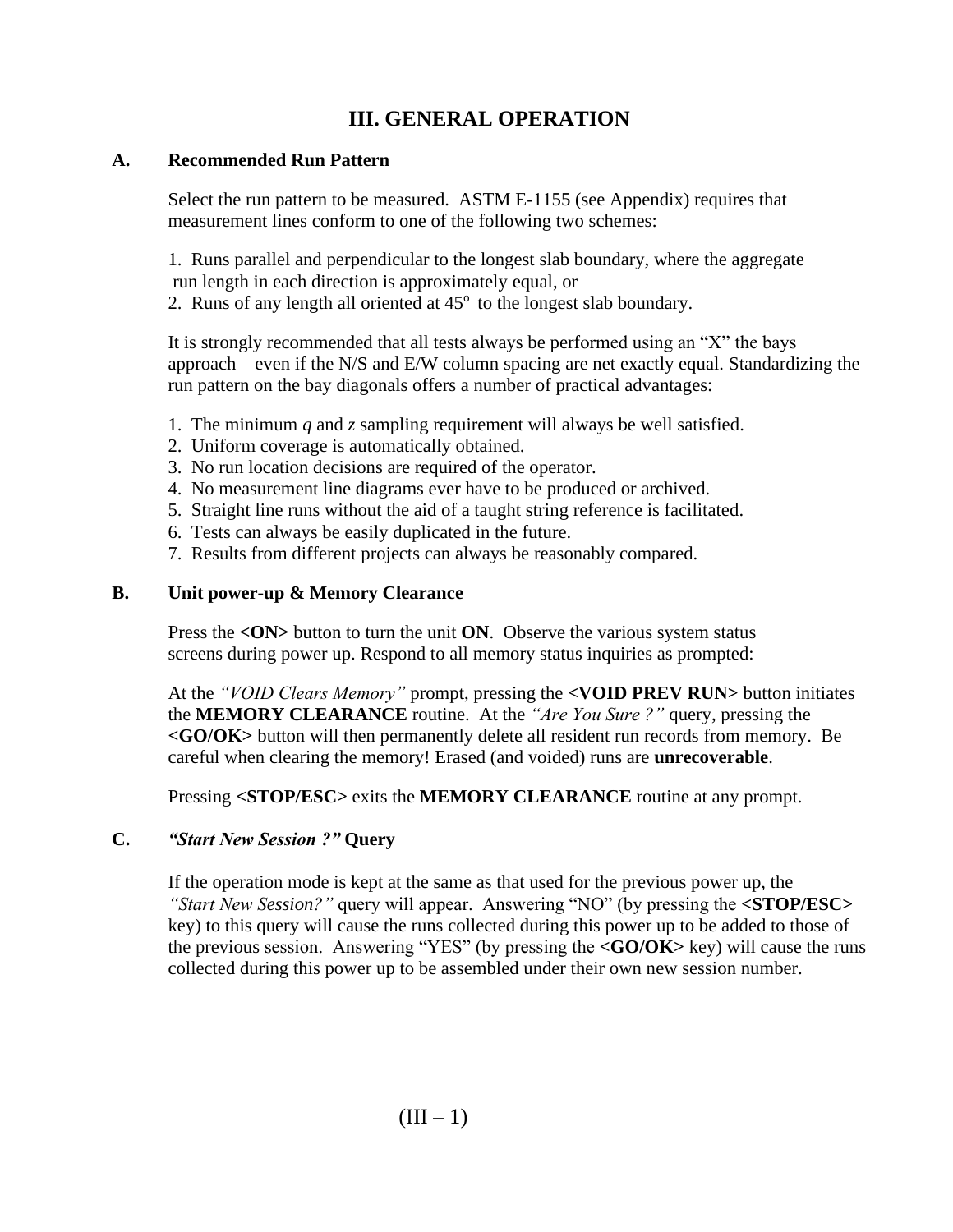# III. GENERAL OPERATION

## A. Recommended Run Pattern

Select the run pattern to be measured. ASTM E-1155 (see Appendix) requires that measurement lines conform to one of the following two schemes:

1. Runs parallel and perpendicular to the longest slab boundary, where the aggregate run length in each direction is approximately equal, or
2. Runs of any length all oriented at $45^{o}$ to the longest slab boundary.

It is strongly recommended that all tests always be performed using an "X" the bays approach – even if the N/S and E/W column spacing are net exactly equal. Standardizing the run pattern on the bay diagonals offers a number of practical advantages:

1. The minimum $q$ and $z$ sampling requirement will always be well satisfied.
2. Uniform coverage is automatically obtained.
3. No run location decisions are required of the operator.
4. No measurement line diagrams ever have to be produced or archived.
5. Straight line runs without the aid of a taught string reference is facilitated.
6. Tests can always be easily duplicated in the future.
7. Results from different projects can always be reasonably compared.

## B. Unit power-up & Memory Clearance

Press the **<ON>** button to turn the unit **ON**. Observe the various system status screens during power up. Respond to all memory status inquiries as prompted:

At the *"VOID Clears Memory"* prompt, pressing the **<VOID PREV RUN>** button initiates the **MEMORY CLEARANCE** routine. At the *"Are You Sure ?"* query, pressing the **<GO/OK>** button will then permanently delete all resident run records from memory. Be careful when clearing the memory! Erased (and voided) runs are **unrecoverable**.

Pressing **<STOP/ESC>** exits the **MEMORY CLEARANCE** routine at any prompt.

## C. *"Start New Session ?"* Query

If the operation mode is kept at the same as that used for the previous power up, the *"Start New Session?"* query will appear. Answering "NO" (by pressing the **<STOP/ESC>** key) to this query will cause the runs collected during this power up to be added to those of the previous session. Answering "YES" (by pressing the **<GO/OK>** key) will cause the runs collected during this power up to be assembled under their own new session number.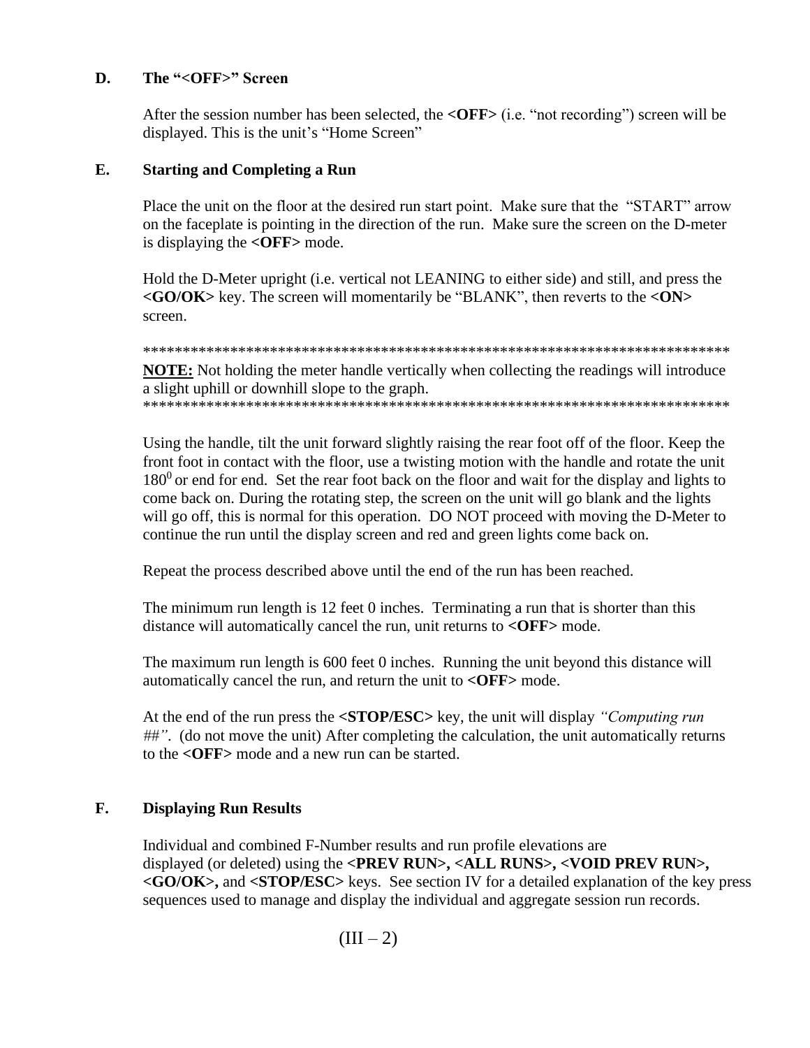## D. The "<OFF>" Screen

After the session number has been selected, the **<OFF>** (i.e. "not recording") screen will be displayed. This is the unit's "Home Screen"

## E. Starting and Completing a Run

Place the unit on the floor at the desired run start point. Make sure that the "START" arrow on the faceplate is pointing in the direction of the run. Make sure the screen on the D-meter is displaying the **<OFF>** mode.

Hold the D-Meter upright (i.e. vertical not LEANING to either side) and still, and press the **<GO/OK>** key. The screen will momentarily be "BLANK", then reverts to the **<ON>** screen.

******************************************************************************

**NOTE:** Not holding the meter handle vertically when collecting the readings will introduce a slight uphill or downhill slope to the graph.

******************************************************************************

Using the handle, tilt the unit forward slightly raising the rear foot off of the floor. Keep the front foot in contact with the floor, use a twisting motion with the handle and rotate the unit $180^0$ or end for end. Set the rear foot back on the floor and wait for the display and lights to come back on. During the rotating step, the screen on the unit will go blank and the lights will go off, this is normal for this operation. DO NOT proceed with moving the D-Meter to continue the run until the display screen and red and green lights come back on.

Repeat the process described above until the end of the run has been reached.

The minimum run length is 12 feet 0 inches. Terminating a run that is shorter than this distance will automatically cancel the run, unit returns to **<OFF>** mode.

The maximum run length is 600 feet 0 inches. Running the unit beyond this distance will automatically cancel the run, and return the unit to **<OFF>** mode.

At the end of the run press the **<STOP/ESC>** key, the unit will display *"Computing run ##"*. (do not move the unit) After completing the calculation, the unit automatically returns to the **<OFF>** mode and a new run can be started.

## F. Displaying Run Results

Individual and combined F-Number results and run profile elevations are displayed (or deleted) using the **<PREV RUN>, <ALL RUNS>, <VOID PREV RUN>, <GO/OK>,** and **<STOP/ESC>** keys. See section IV for a detailed explanation of the key press sequences used to manage and display the individual and aggregate session run records.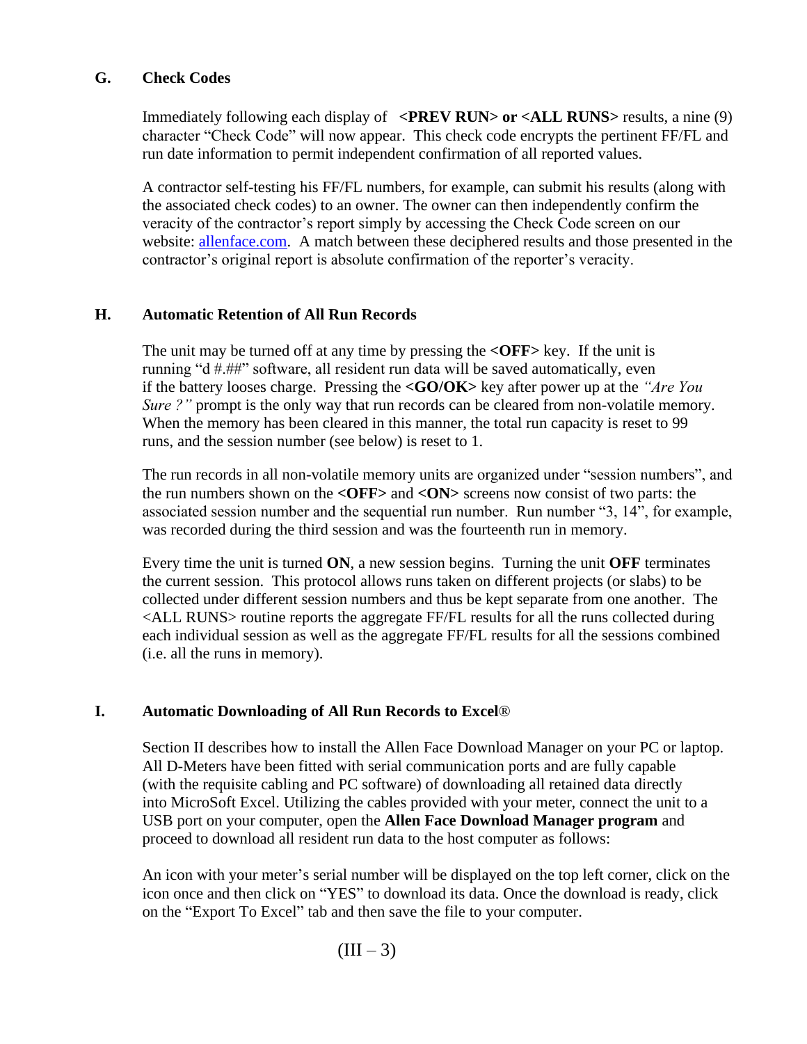## G. Check Codes

Immediately following each display of **<PREV RUN> or <ALL RUNS>** results, a nine (9) character "Check Code" will now appear. This check code encrypts the pertinent FF/FL and run date information to permit independent confirmation of all reported values.

A contractor self-testing his FF/FL numbers, for example, can submit his results (along with the associated check codes) to an owner. The owner can then independently confirm the veracity of the contractor's report simply by accessing the Check Code screen on our website: allenface.com. A match between these deciphered results and those presented in the contractor's original report is absolute confirmation of the reporter's veracity.

## H. Automatic Retention of All Run Records

The unit may be turned off at any time by pressing the **<OFF>** key. If the unit is running "d #.##" software, all resident run data will be saved automatically, even if the battery looses charge. Pressing the **<GO/OK>** key after power up at the *"Are You Sure ?"* prompt is the only way that run records can be cleared from non-volatile memory. When the memory has been cleared in this manner, the total run capacity is reset to 99 runs, and the session number (see below) is reset to 1.

The run records in all non-volatile memory units are organized under "session numbers", and the run numbers shown on the **<OFF>** and **<ON>** screens now consist of two parts: the associated session number and the sequential run number. Run number "3, 14", for example, was recorded during the third session and was the fourteenth run in memory.

Every time the unit is turned **ON**, a new session begins. Turning the unit **OFF** terminates the current session. This protocol allows runs taken on different projects (or slabs) to be collected under different session numbers and thus be kept separate from one another. The <ALL RUNS> routine reports the aggregate FF/FL results for all the runs collected during each individual session as well as the aggregate FF/FL results for all the sessions combined (i.e. all the runs in memory).

## I. Automatic Downloading of All Run Records to Excel®

Section II describes how to install the Allen Face Download Manager on your PC or laptop. All D-Meters have been fitted with serial communication ports and are fully capable (with the requisite cabling and PC software) of downloading all retained data directly into MicroSoft Excel. Utilizing the cables provided with your meter, connect the unit to a USB port on your computer, open the **Allen Face Download Manager program** and proceed to download all resident run data to the host computer as follows:

An icon with your meter's serial number will be displayed on the top left corner, click on the icon once and then click on "YES" to download its data. Once the download is ready, click on the "Export To Excel" tab and then save the file to your computer.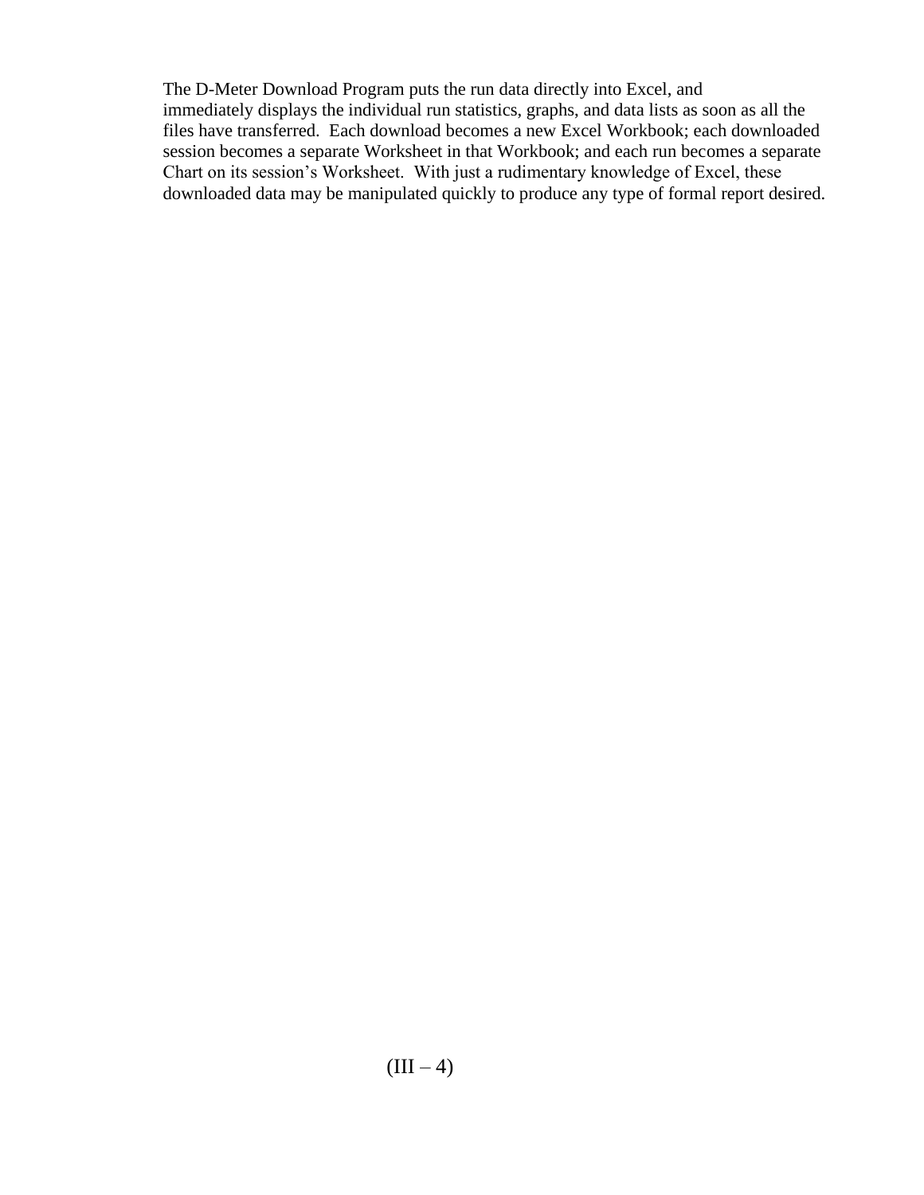The D-Meter Download Program puts the run data directly into Excel, and immediately displays the individual run statistics, graphs, and data lists as soon as all the files have transferred. Each download becomes a new Excel Workbook; each downloaded session becomes a separate Worksheet in that Workbook; and each run becomes a separate Chart on its session's Worksheet. With just a rudimentary knowledge of Excel, these downloaded data may be manipulated quickly to produce any type of formal report desired.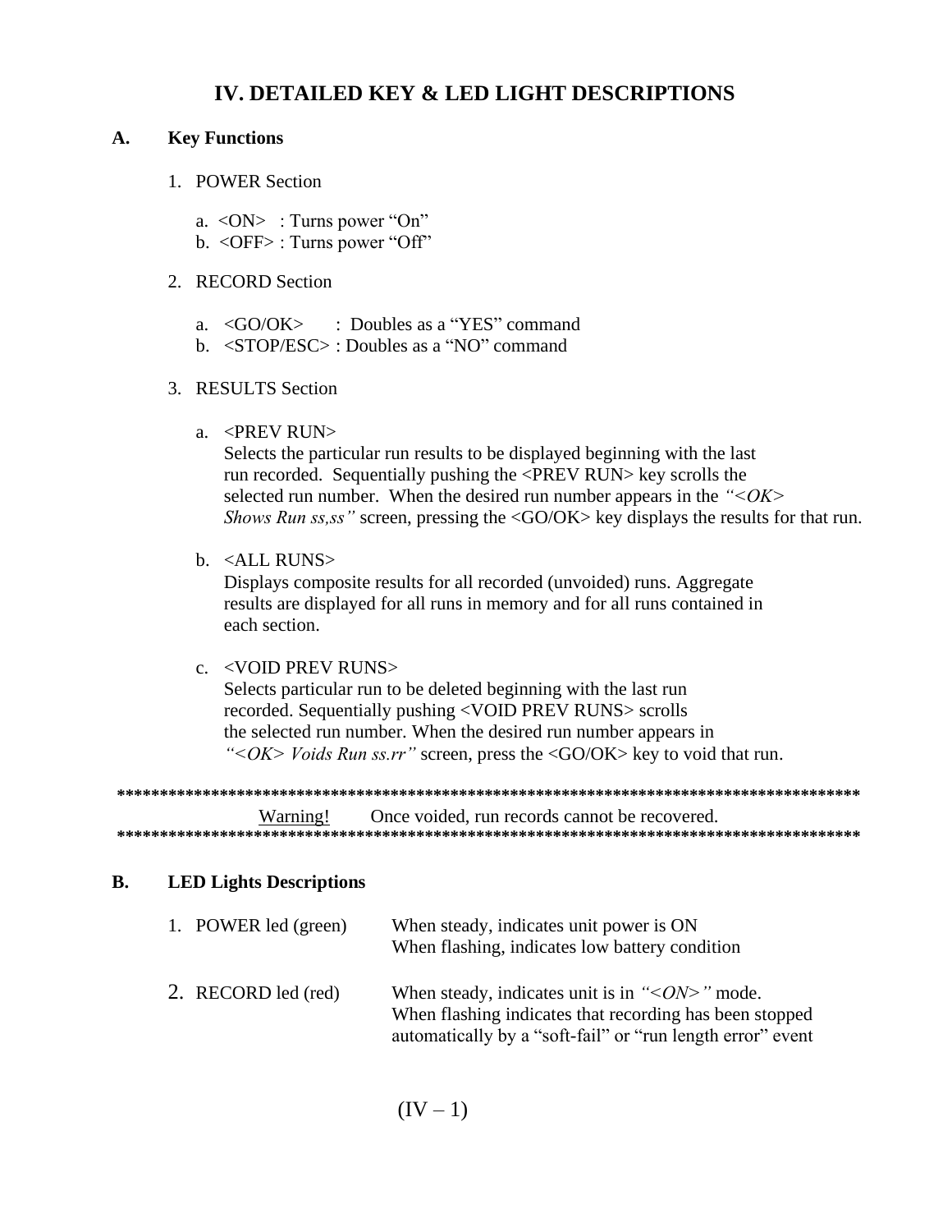# IV. DETAILED KEY & LED LIGHT DESCRIPTIONS

## A. Key Functions

1. POWER Section

   a. <ON> : Turns power "On"
   b. <OFF> : Turns power "Off"

2. RECORD Section

   a. <GO/OK> : Doubles as a "YES" command
   b. <STOP/ESC> : Doubles as a "NO" command

3. RESULTS Section

   a. <PREV RUN>
   Selects the particular run results to be displayed beginning with the last run recorded. Sequentially pushing the <PREV RUN> key scrolls the selected run number. When the desired run number appears in the *"<OK> Shows Run ss,ss"* screen, pressing the <GO/OK> key displays the results for that run.

   b. <ALL RUNS>
   Displays composite results for all recorded (unvoided) runs. Aggregate results are displayed for all runs in memory and for all runs contained in each section.

   c. <VOID PREV RUNS>
   Selects particular run to be deleted beginning with the last run recorded. Sequentially pushing <VOID PREV RUNS> scrolls the selected run number. When the desired run number appears in *"<OK> Voids Run ss.rr"* screen, press the <GO/OK> key to void that run.

**************************************************************************************

Warning! Once voided, run records cannot be recovered.

**************************************************************************************

## B. LED Lights Descriptions

1. POWER led (green) — When steady, indicates unit power is ON
   When flashing, indicates low battery condition

2. RECORD led (red) — When steady, indicates unit is in *"<ON>"* mode.
   When flashing indicates that recording has been stopped automatically by a "soft-fail" or "run length error" event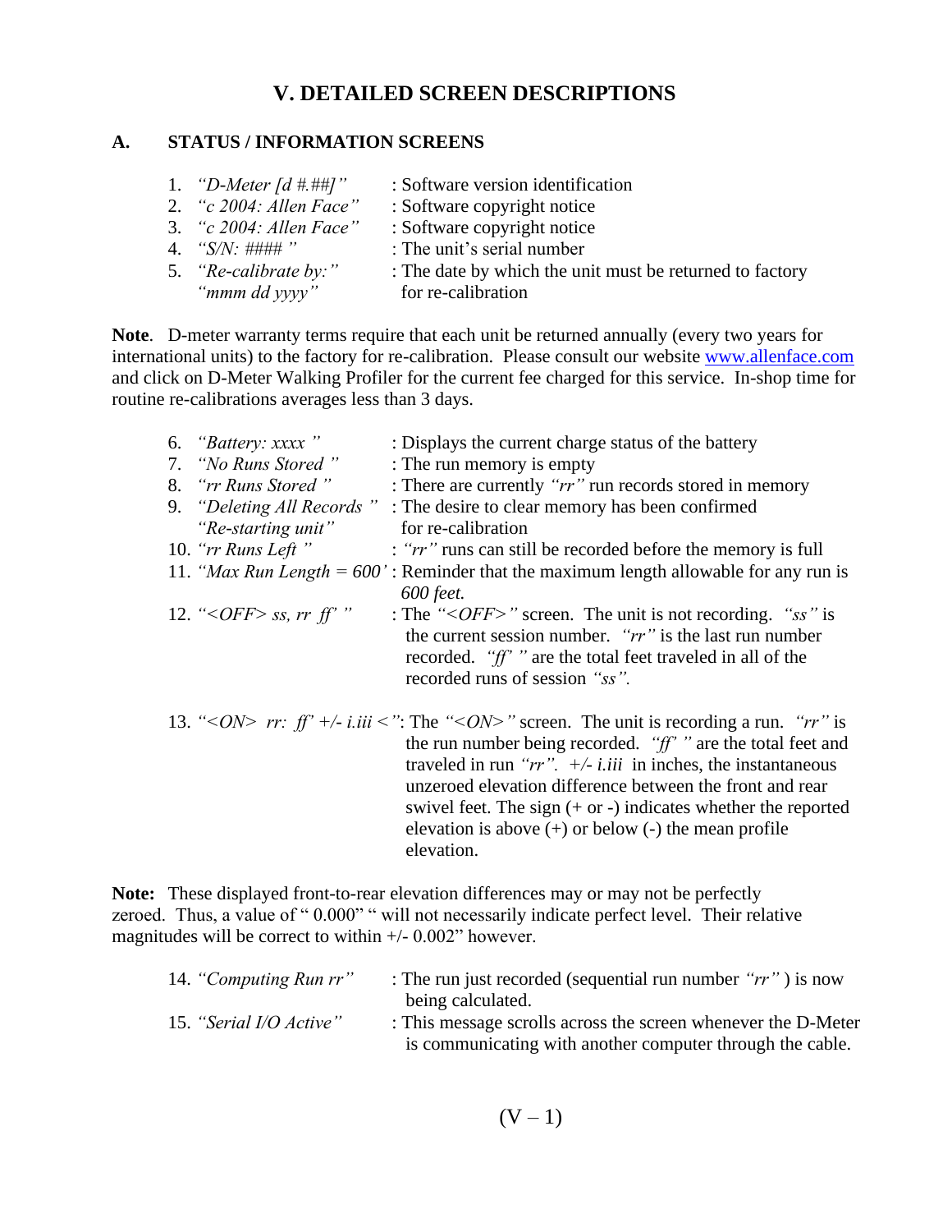## V. DETAILED SCREEN DESCRIPTIONS

### A. STATUS / INFORMATION SCREENS

1. *"D-Meter [d #.##]"* : Software version identification
2. *"c 2004: Allen Face"* : Software copyright notice
3. *"c 2004: Allen Face"* : Software copyright notice
4. *"S/N: #### "* : The unit's serial number
5. *"Re-calibrate by:"* *"mmm dd yyyy"* : The date by which the unit must be returned to factory for re-calibration

**Note**. D-meter warranty terms require that each unit be returned annually (every two years for international units) to the factory for re-calibration. Please consult our website www.allenface.com and click on D-Meter Walking Profiler for the current fee charged for this service. In-shop time for routine re-calibrations averages less than 3 days.

6. *"Battery: xxxx "* : Displays the current charge status of the battery
7. *"No Runs Stored "* : The run memory is empty
8. *"rr Runs Stored "* : There are currently *"rr"* run records stored in memory
9. *"Deleting All Records "* *"Re-starting unit"* : The desire to clear memory has been confirmed for re-calibration
10. *"rr Runs Left "* : *"rr"* runs can still be recorded before the memory is full
11. *"Max Run Length = 600'* : Reminder that the maximum length allowable for any run is *600 feet.*
12. *"<OFF> ss, rr ff' "* : The *"<OFF>"* screen. The unit is not recording. *"ss"* is the current session number. *"rr"* is the last run number recorded. *"ff' "* are the total feet traveled in all of the recorded runs of session *"ss".*
13. *"<ON> rr: ff' +/- i.iii <"*: The *"<ON>"* screen. The unit is recording a run. *"rr"* is the run number being recorded. *"ff' "* are the total feet and traveled in run *"rr".* *+/- i.iii* in inches, the instantaneous unzeroed elevation difference between the front and rear swivel feet. The sign (+ or -) indicates whether the reported elevation is above (+) or below (-) the mean profile elevation.

**Note:** These displayed front-to-rear elevation differences may or may not be perfectly zeroed. Thus, a value of " 0.000" " will not necessarily indicate perfect level. Their relative magnitudes will be correct to within +/- 0.002" however.

14. *"Computing Run rr"* : The run just recorded (sequential run number *"rr"* ) is now being calculated.
15. *"Serial I/O Active"* : This message scrolls across the screen whenever the D-Meter is communicating with another computer through the cable.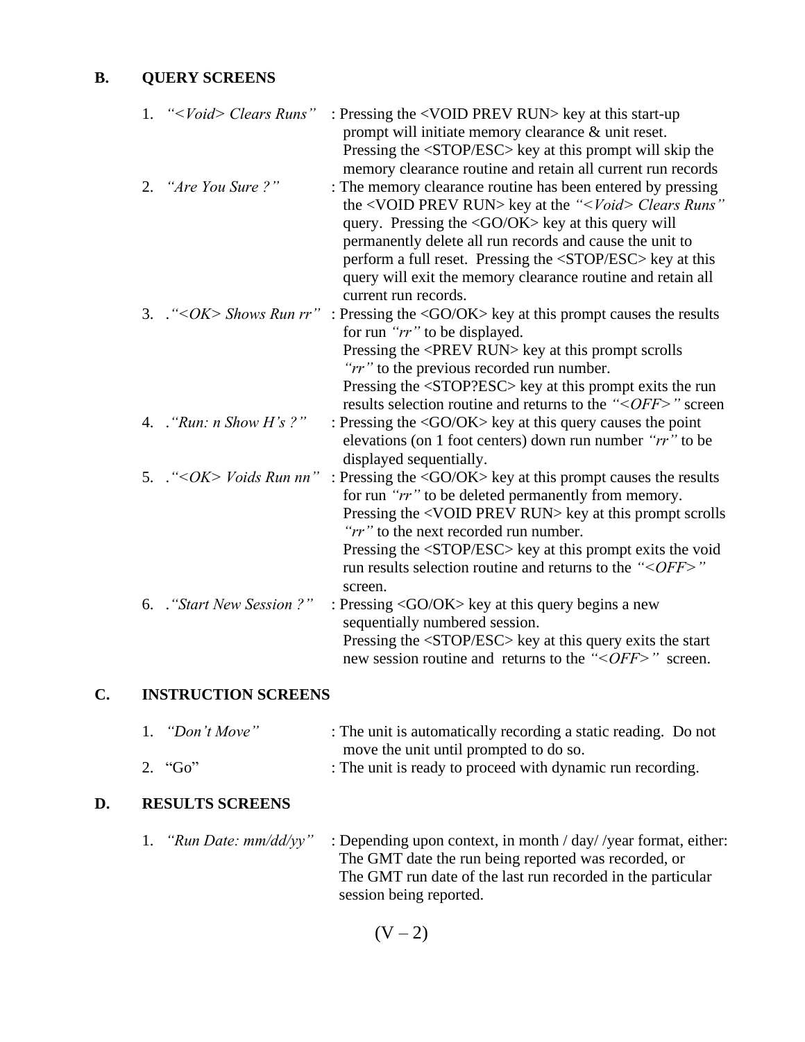## B. QUERY SCREENS

1. *"<Void> Clears Runs"* : Pressing the <VOID PREV RUN> key at this start-up prompt will initiate memory clearance & unit reset. Pressing the <STOP/ESC> key at this prompt will skip the memory clearance routine and retain all current run records
2. *"Are You Sure ?"* : The memory clearance routine has been entered by pressing the <VOID PREV RUN> key at the *"<Void> Clears Runs"* query. Pressing the <GO/OK> key at this query will permanently delete all run records and cause the unit to perform a full reset. Pressing the <STOP/ESC> key at this query will exit the memory clearance routine and retain all current run records.
3. .*"<OK> Shows Run rr"* : Pressing the <GO/OK> key at this prompt causes the results for run *"rr"* to be displayed. Pressing the <PREV RUN> key at this prompt scrolls *"rr"* to the previous recorded run number. Pressing the <STOP?ESC> key at this prompt exits the run results selection routine and returns to the *"<OFF>"* screen
4. .*"Run: n Show H's ?"* : Pressing the <GO/OK> key at this query causes the point elevations (on 1 foot centers) down run number *"rr"* to be displayed sequentially.
5. .*"<OK> Voids Run nn"* : Pressing the <GO/OK> key at this prompt causes the results for run *"rr"* to be deleted permanently from memory. Pressing the <VOID PREV RUN> key at this prompt scrolls *"rr"* to the next recorded run number. Pressing the <STOP/ESC> key at this prompt exits the void run results selection routine and returns to the *"<OFF>"* screen.
6. .*"Start New Session ?"* : Pressing <GO/OK> key at this query begins a new sequentially numbered session. Pressing the <STOP/ESC> key at this query exits the start new session routine and returns to the *"<OFF>"* screen.

## C. INSTRUCTION SCREENS

1. *"Don't Move"* : The unit is automatically recording a static reading. Do not move the unit until prompted to do so.
2. "Go" : The unit is ready to proceed with dynamic run recording.

## D. RESULTS SCREENS

1. *"Run Date: mm/dd/yy"* : Depending upon context, in month / day/ /year format, either: The GMT date the run being reported was recorded, or The GMT run date of the last run recorded in the particular session being reported.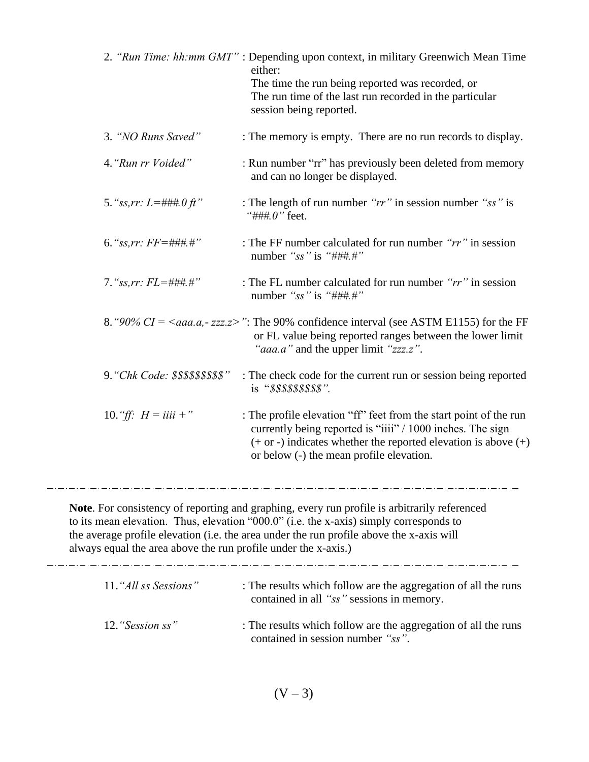2. *"Run Time: hh:mm GMT"* : Depending upon context, in military Greenwich Mean Time either:
The time the run being reported was recorded, or
The run time of the last run recorded in the particular session being reported.

3. *"NO Runs Saved"* : The memory is empty. There are no run records to display.

4. *"Run rr Voided"* : Run number "rr" has previously been deleted from memory and can no longer be displayed.

5. *"ss,rr: L=###.0 ft"* : The length of run number *"rr"* in session number *"ss"* is *"###.0"* feet.

6. *"ss,rr: FF=###.#"* : The FF number calculated for run number *"rr"* in session number *"ss"* is *"###.#"*

7. *"ss,rr: FL=###.#"* : The FL number calculated for run number *"rr"* in session number *"ss"* is *"###.#"*

8. *"90% CI = <aaa.a,- zzz.z>"*: The 90% confidence interval (see ASTM E1155) for the FF or FL value being reported ranges between the lower limit *"aaa.a"* and the upper limit *"zzz.z"*.

9. *"Chk Code: $$$$$$$$$"* : The check code for the current run or session being reported is "*$$$$$$$$$*".

10. *"ff: H = iiii +"* : The profile elevation "ff" feet from the start point of the run currently being reported is "iiii" / 1000 inches. The sign (+ or -) indicates whether the reported elevation is above (+) or below (-) the mean profile elevation.

---

**Note**. For consistency of reporting and graphing, every run profile is arbitrarily referenced to its mean elevation. Thus, elevation "000.0" (i.e. the x-axis) simply corresponds to the average profile elevation (i.e. the area under the run profile above the x-axis will always equal the area above the run profile under the x-axis.)

---

11. *"All ss Sessions"* : The results which follow are the aggregation of all the runs contained in all *"ss"* sessions in memory.

12. *"Session ss"* : The results which follow are the aggregation of all the runs contained in session number *"ss"*.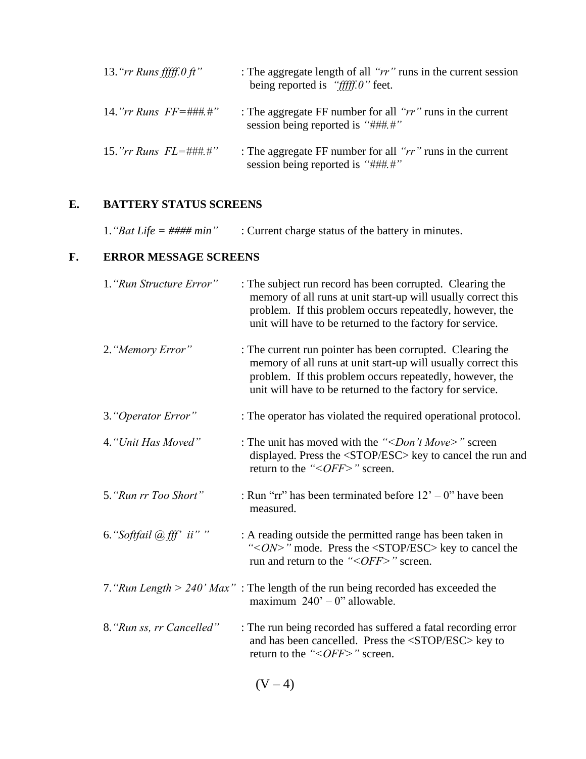13. *"rr Runs fffff.0 ft"* : The aggregate length of all *"rr"* runs in the current session being reported is *"fffff.0"* feet.

14. *"rr Runs FF=###.#"* : The aggregate FF number for all *"rr"* runs in the current session being reported is *"###.#"*

15. *"rr Runs FL=###.#"* : The aggregate FF number for all *"rr"* runs in the current session being reported is *"###.#"*

## E. BATTERY STATUS SCREENS

1. *"Bat Life = #### min"* : Current charge status of the battery in minutes.

## F. ERROR MESSAGE SCREENS

1. *"Run Structure Error"* : The subject run record has been corrupted. Clearing the memory of all runs at unit start-up will usually correct this problem. If this problem occurs repeatedly, however, the unit will have to be returned to the factory for service.

2. *"Memory Error"* : The current run pointer has been corrupted. Clearing the memory of all runs at unit start-up will usually correct this problem. If this problem occurs repeatedly, however, the unit will have to be returned to the factory for service.

3. *"Operator Error"* : The operator has violated the required operational protocol.

4. *"Unit Has Moved"* : The unit has moved with the *"<Don't Move>"* screen displayed. Press the <STOP/ESC> key to cancel the run and return to the *"<OFF>"* screen.

5. *"Run rr Too Short"* : Run "rr" has been terminated before 12' – 0" have been measured.

6. *"Softfail @ fff' ii" "* : A reading outside the permitted range has been taken in *"<ON>"* mode. Press the <STOP/ESC> key to cancel the run and return to the *"<OFF>"* screen.

7. *"Run Length > 240' Max"* : The length of the run being recorded has exceeded the maximum 240' – 0" allowable.

8. *"Run ss, rr Cancelled"* : The run being recorded has suffered a fatal recording error and has been cancelled. Press the <STOP/ESC> key to return to the *"<OFF>"* screen.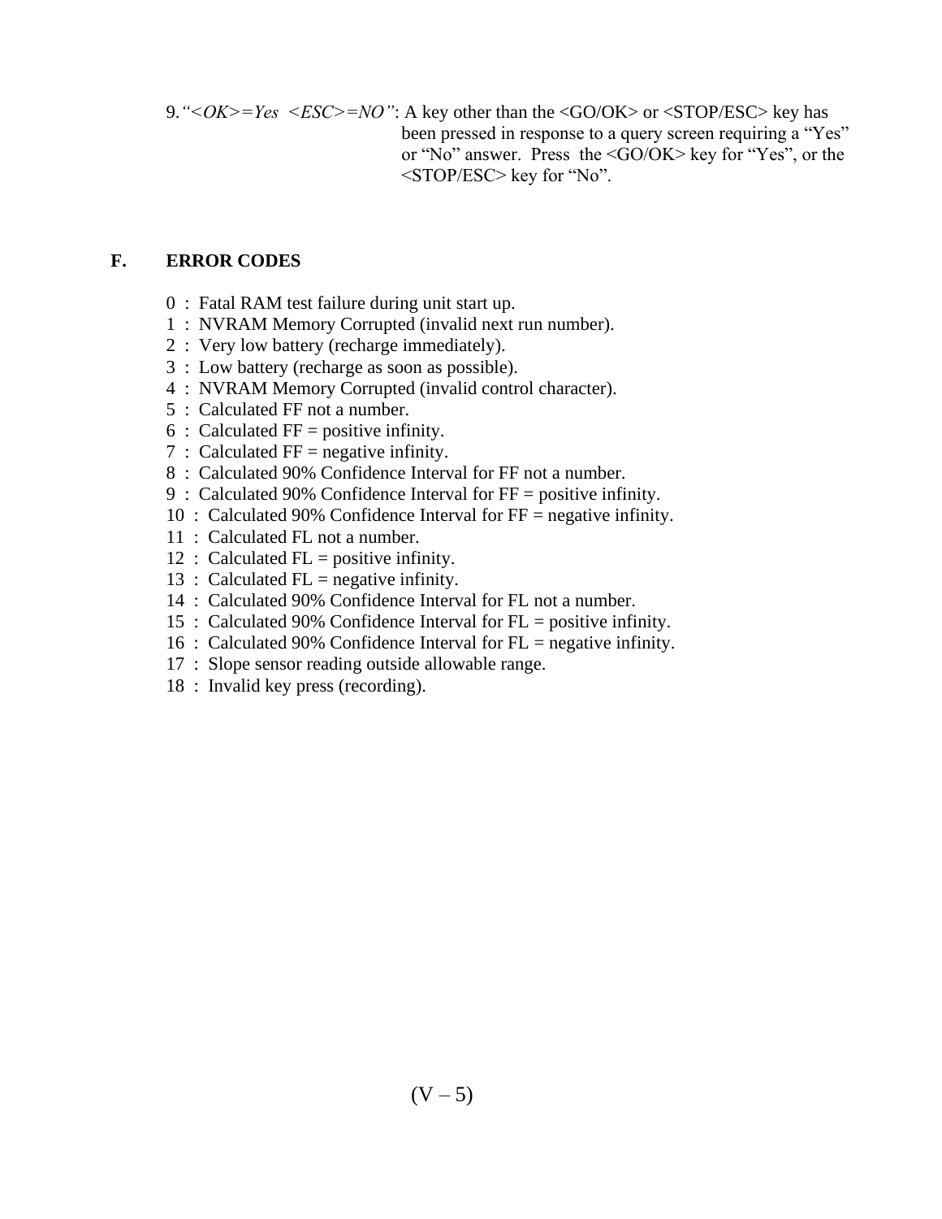9. *"<OK>=Yes <ESC>=NO"*: A key other than the <GO/OK> or <STOP/ESC> key has been pressed in response to a query screen requiring a "Yes" or "No" answer. Press the <GO/OK> key for "Yes", or the <STOP/ESC> key for "No".

## F. ERROR CODES

0 : Fatal RAM test failure during unit start up.
1 : NVRAM Memory Corrupted (invalid next run number).
2 : Very low battery (recharge immediately).
3 : Low battery (recharge as soon as possible).
4 : NVRAM Memory Corrupted (invalid control character).
5 : Calculated FF not a number.
6 : Calculated FF = positive infinity.
7 : Calculated FF = negative infinity.
8 : Calculated 90% Confidence Interval for FF not a number.
9 : Calculated 90% Confidence Interval for FF = positive infinity.
10 : Calculated 90% Confidence Interval for FF = negative infinity.
11 : Calculated FL not a number.
12 : Calculated FL = positive infinity.
13 : Calculated FL = negative infinity.
14 : Calculated 90% Confidence Interval for FL not a number.
15 : Calculated 90% Confidence Interval for FL = positive infinity.
16 : Calculated 90% Confidence Interval for FL = negative infinity.
17 : Slope sensor reading outside allowable range.
18 : Invalid key press (recording).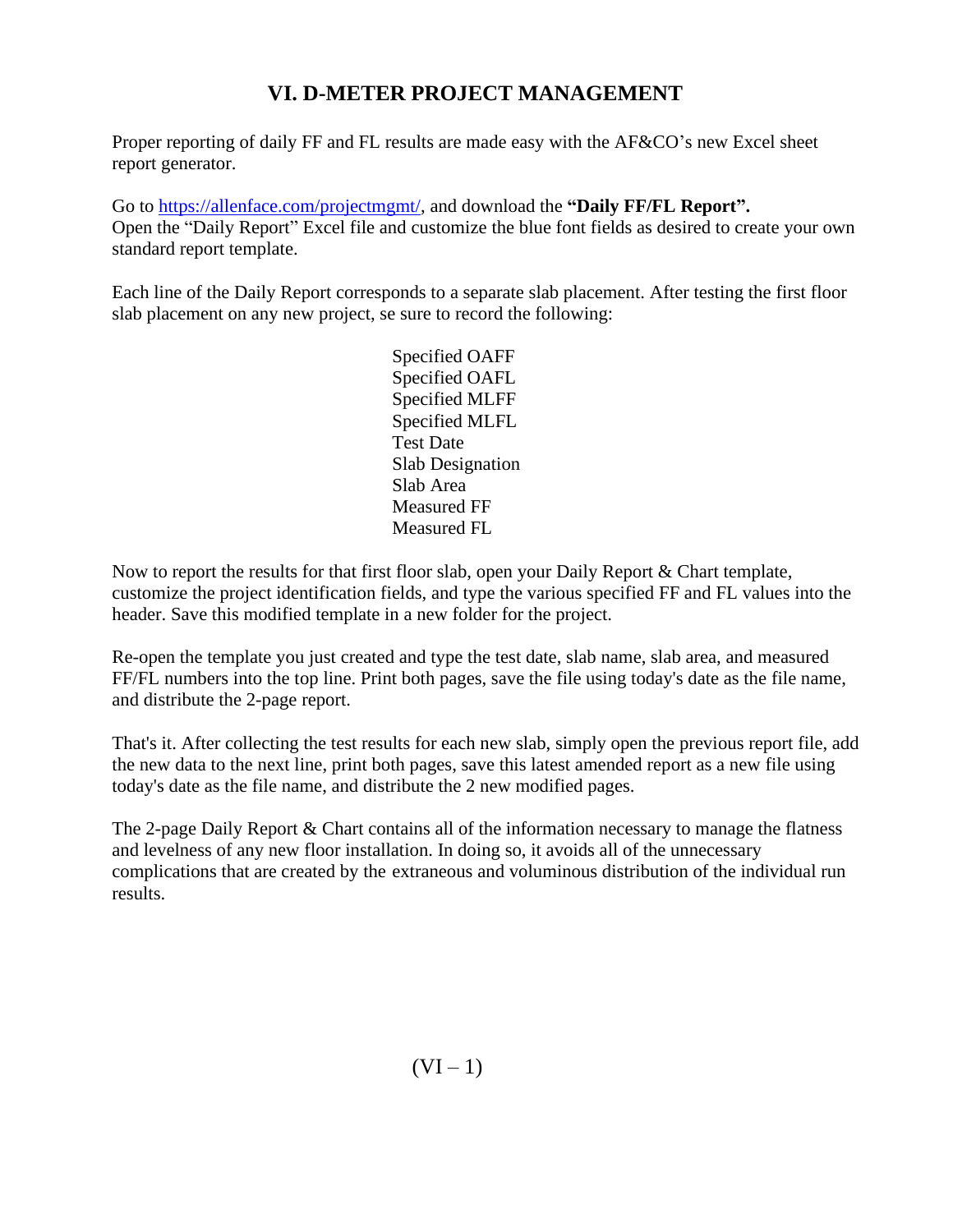# VI. D-METER PROJECT MANAGEMENT

Proper reporting of daily FF and FL results are made easy with the AF&CO's new Excel sheet report generator.

Go to https://allenface.com/projectmgmt/, and download the **"Daily FF/FL Report".**
Open the "Daily Report" Excel file and customize the blue font fields as desired to create your own standard report template.

Each line of the Daily Report corresponds to a separate slab placement. After testing the first floor slab placement on any new project, se sure to record the following:

Specified OAFF
Specified OAFL
Specified MLFF
Specified MLFL
Test Date
Slab Designation
Slab Area
Measured FF
Measured FL

Now to report the results for that first floor slab, open your Daily Report & Chart template, customize the project identification fields, and type the various specified FF and FL values into the header. Save this modified template in a new folder for the project.

Re-open the template you just created and type the test date, slab name, slab area, and measured FF/FL numbers into the top line. Print both pages, save the file using today's date as the file name, and distribute the 2-page report.

That's it. After collecting the test results for each new slab, simply open the previous report file, add the new data to the next line, print both pages, save this latest amended report as a new file using today's date as the file name, and distribute the 2 new modified pages.

The 2-page Daily Report & Chart contains all of the information necessary to manage the flatness and levelness of any new floor installation. In doing so, it avoids all of the unnecessary complications that are created by the extraneous and voluminous distribution of the individual run results.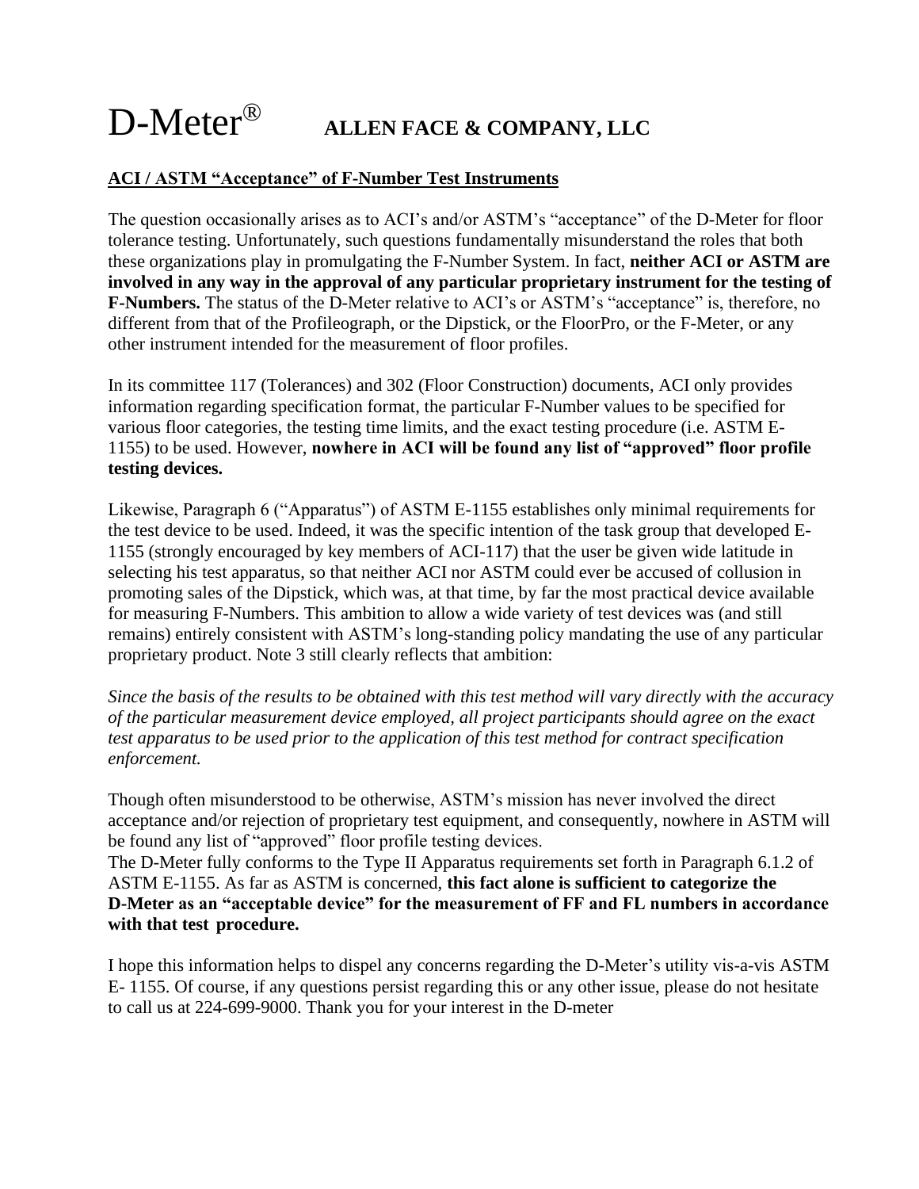# D-Meter® ALLEN FACE & COMPANY, LLC

**ACI / ASTM "Acceptance" of F-Number Test Instruments**

The question occasionally arises as to ACI's and/or ASTM's "acceptance" of the D-Meter for floor tolerance testing. Unfortunately, such questions fundamentally misunderstand the roles that both these organizations play in promulgating the F-Number System. In fact, **neither ACI or ASTM are involved in any way in the approval of any particular proprietary instrument for the testing of F-Numbers.** The status of the D-Meter relative to ACI's or ASTM's "acceptance" is, therefore, no different from that of the Profileograph, or the Dipstick, or the FloorPro, or the F-Meter, or any other instrument intended for the measurement of floor profiles.

In its committee 117 (Tolerances) and 302 (Floor Construction) documents, ACI only provides information regarding specification format, the particular F-Number values to be specified for various floor categories, the testing time limits, and the exact testing procedure (i.e. ASTM E-1155) to be used. However, **nowhere in ACI will be found any list of "approved" floor profile testing devices.**

Likewise, Paragraph 6 ("Apparatus") of ASTM E-1155 establishes only minimal requirements for the test device to be used. Indeed, it was the specific intention of the task group that developed E-1155 (strongly encouraged by key members of ACI-117) that the user be given wide latitude in selecting his test apparatus, so that neither ACI nor ASTM could ever be accused of collusion in promoting sales of the Dipstick, which was, at that time, by far the most practical device available for measuring F-Numbers. This ambition to allow a wide variety of test devices was (and still remains) entirely consistent with ASTM's long-standing policy mandating the use of any particular proprietary product. Note 3 still clearly reflects that ambition:

*Since the basis of the results to be obtained with this test method will vary directly with the accuracy of the particular measurement device employed, all project participants should agree on the exact test apparatus to be used prior to the application of this test method for contract specification enforcement.*

Though often misunderstood to be otherwise, ASTM's mission has never involved the direct acceptance and/or rejection of proprietary test equipment, and consequently, nowhere in ASTM will be found any list of "approved" floor profile testing devices.

The D-Meter fully conforms to the Type II Apparatus requirements set forth in Paragraph 6.1.2 of ASTM E-1155. As far as ASTM is concerned, **this fact alone is sufficient to categorize the D-Meter as an "acceptable device" for the measurement of FF and FL numbers in accordance with that test procedure.**

I hope this information helps to dispel any concerns regarding the D-Meter's utility vis-a-vis ASTM E- 1155. Of course, if any questions persist regarding this or any other issue, please do not hesitate to call us at 224-699-9000. Thank you for your interest in the D-meter